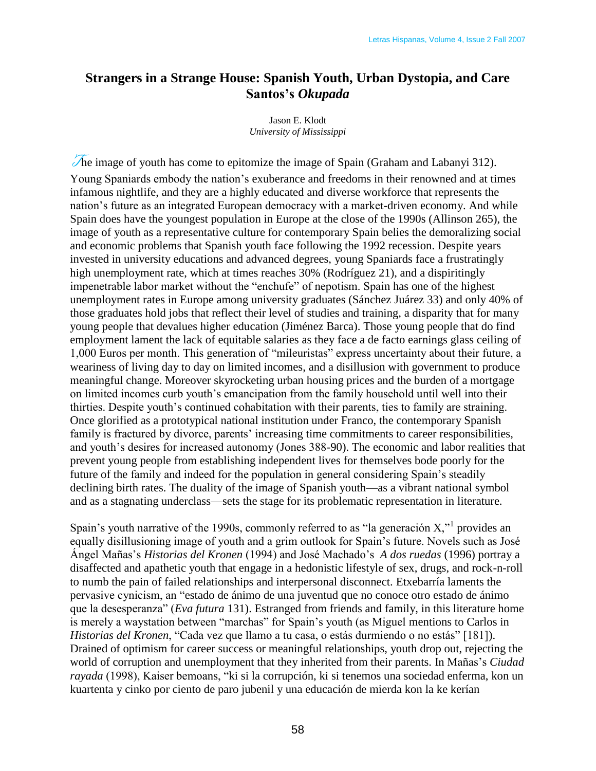# Strangers in a Strange House: Spanish Youth, Urban Dystopia, and Care Santos's *Okupada*

Jason E. Klodt
*University of Mississippi*

The image of youth has come to epitomize the image of Spain (Graham and Labanyi 312). Young Spaniards embody the nation's exuberance and freedoms in their renowned and at times infamous nightlife, and they are a highly educated and diverse workforce that represents the nation's future as an integrated European democracy with a market-driven economy. And while Spain does have the youngest population in Europe at the close of the 1990s (Allinson 265), the image of youth as a representative culture for contemporary Spain belies the demoralizing social and economic problems that Spanish youth face following the 1992 recession. Despite years invested in university educations and advanced degrees, young Spaniards face a frustratingly high unemployment rate, which at times reaches 30% (Rodríguez 21), and a dispiritingly impenetrable labor market without the "enchufe" of nepotism. Spain has one of the highest unemployment rates in Europe among university graduates (Sánchez Juárez 33) and only 40% of those graduates hold jobs that reflect their level of studies and training, a disparity that for many young people that devalues higher education (Jiménez Barca). Those young people that do find employment lament the lack of equitable salaries as they face a de facto earnings glass ceiling of 1,000 Euros per month. This generation of "mileuristas" express uncertainty about their future, a weariness of living day to day on limited incomes, and a disillusion with government to produce meaningful change. Moreover skyrocketing urban housing prices and the burden of a mortgage on limited incomes curb youth's emancipation from the family household until well into their thirties. Despite youth's continued cohabitation with their parents, ties to family are straining. Once glorified as a prototypical national institution under Franco, the contemporary Spanish family is fractured by divorce, parents' increasing time commitments to career responsibilities, and youth's desires for increased autonomy (Jones 388-90). The economic and labor realities that prevent young people from establishing independent lives for themselves bode poorly for the future of the family and indeed for the population in general considering Spain's steadily declining birth rates. The duality of the image of Spanish youth—as a vibrant national symbol and as a stagnating underclass—sets the stage for its problematic representation in literature.

Spain's youth narrative of the 1990s, commonly referred to as "la generación X,"[1] provides an equally disillusioning image of youth and a grim outlook for Spain's future. Novels such as José Ángel Mañas's *Historias del Kronen* (1994) and José Machado's *A dos ruedas* (1996) portray a disaffected and apathetic youth that engage in a hedonistic lifestyle of sex, drugs, and rock-n-roll to numb the pain of failed relationships and interpersonal disconnect. Etxebarría laments the pervasive cynicism, an "estado de ánimo de una juventud que no conoce otro estado de ánimo que la desesperanza" (*Eva futura* 131). Estranged from friends and family, in this literature home is merely a waystation between "marchas" for Spain's youth (as Miguel mentions to Carlos in *Historias del Kronen*, "Cada vez que llamo a tu casa, o estás durmiendo o no estás" [181]). Drained of optimism for career success or meaningful relationships, youth drop out, rejecting the world of corruption and unemployment that they inherited from their parents. In Mañas's *Ciudad rayada* (1998), Kaiser bemoans, "ki si la corrupción, ki si tenemos una sociedad enferma, kon un kuartenta y cinko por ciento de paro jubenil y una educación de mierda kon la ke kerían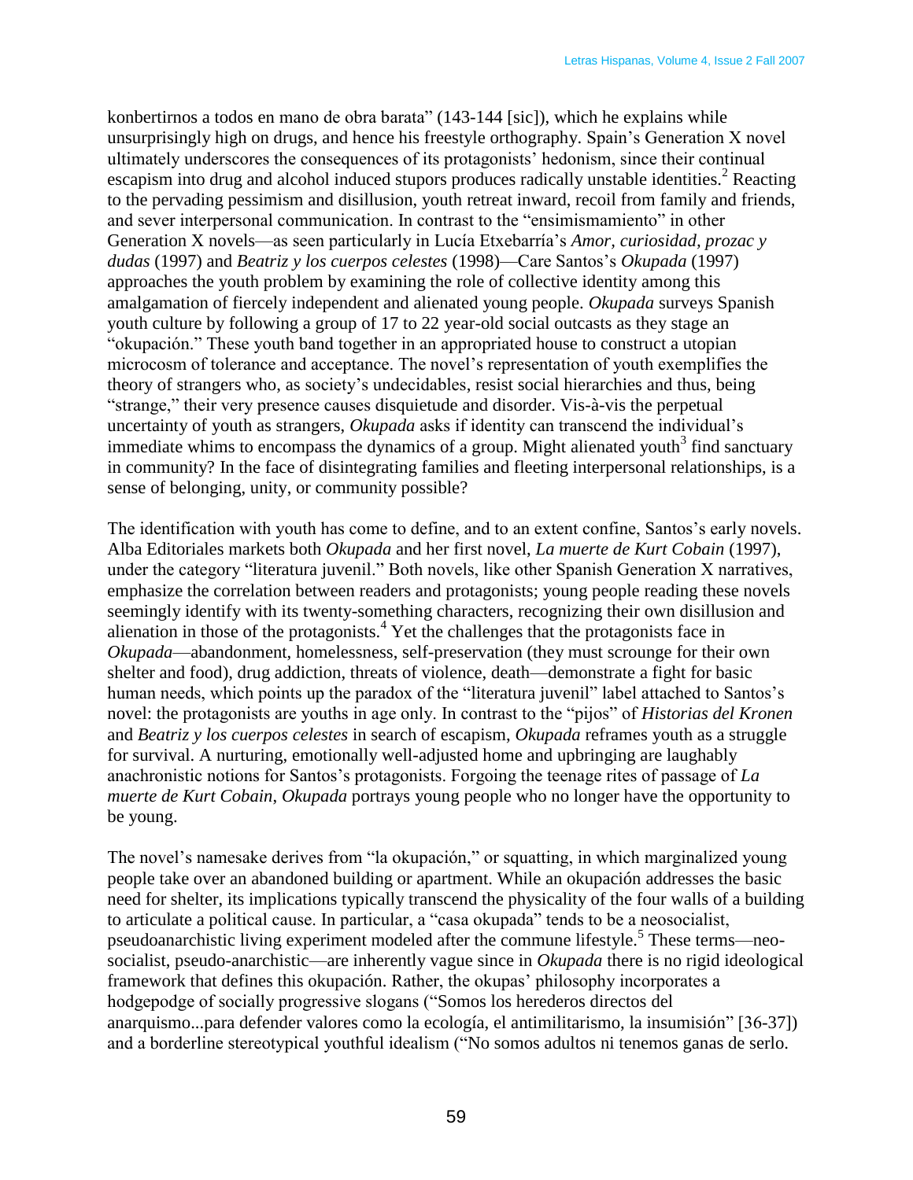konbertirnos a todos en mano de obra barata" (143-144 [sic]), which he explains while unsurprisingly high on drugs, and hence his freestyle orthography. Spain's Generation X novel ultimately underscores the consequences of its protagonists' hedonism, since their continual escapism into drug and alcohol induced stupors produces radically unstable identities.[2] Reacting to the pervading pessimism and disillusion, youth retreat inward, recoil from family and friends, and sever interpersonal communication. In contrast to the "ensimismamiento" in other Generation X novels—as seen particularly in Lucía Etxebarría's *Amor, curiosidad, prozac y dudas* (1997) and *Beatriz y los cuerpos celestes* (1998)—Care Santos's *Okupada* (1997) approaches the youth problem by examining the role of collective identity among this amalgamation of fiercely independent and alienated young people. *Okupada* surveys Spanish youth culture by following a group of 17 to 22 year-old social outcasts as they stage an "okupación." These youth band together in an appropriated house to construct a utopian microcosm of tolerance and acceptance. The novel's representation of youth exemplifies the theory of strangers who, as society's undecidables, resist social hierarchies and thus, being "strange," their very presence causes disquietude and disorder. Vis-à-vis the perpetual uncertainty of youth as strangers, *Okupada* asks if identity can transcend the individual's immediate whims to encompass the dynamics of a group. Might alienated youth[3] find sanctuary in community? In the face of disintegrating families and fleeting interpersonal relationships, is a sense of belonging, unity, or community possible?

The identification with youth has come to define, and to an extent confine, Santos's early novels. Alba Editoriales markets both *Okupada* and her first novel, *La muerte de Kurt Cobain* (1997), under the category "literatura juvenil." Both novels, like other Spanish Generation X narratives, emphasize the correlation between readers and protagonists; young people reading these novels seemingly identify with its twenty-something characters, recognizing their own disillusion and alienation in those of the protagonists.[4] Yet the challenges that the protagonists face in *Okupada*—abandonment, homelessness, self-preservation (they must scrounge for their own shelter and food), drug addiction, threats of violence, death—demonstrate a fight for basic human needs, which points up the paradox of the "literatura juvenil" label attached to Santos's novel: the protagonists are youths in age only. In contrast to the "pijos" of *Historias del Kronen* and *Beatriz y los cuerpos celestes* in search of escapism, *Okupada* reframes youth as a struggle for survival. A nurturing, emotionally well-adjusted home and upbringing are laughably anachronistic notions for Santos's protagonists. Forgoing the teenage rites of passage of *La muerte de Kurt Cobain*, *Okupada* portrays young people who no longer have the opportunity to be young.

The novel's namesake derives from "la okupación," or squatting, in which marginalized young people take over an abandoned building or apartment. While an okupación addresses the basic need for shelter, its implications typically transcend the physicality of the four walls of a building to articulate a political cause. In particular, a "casa okupada" tends to be a neosocialist, pseudoanarchistic living experiment modeled after the commune lifestyle.[5] These terms—neo-socialist, pseudo-anarchistic—are inherently vague since in *Okupada* there is no rigid ideological framework that defines this okupación. Rather, the okupas' philosophy incorporates a hodgepodge of socially progressive slogans ("Somos los herederos directos del anarquismo...para defender valores como la ecología, el antimilitarismo, la insumisión" [36-37]) and a borderline stereotypical youthful idealism ("No somos adultos ni tenemos ganas de serlo.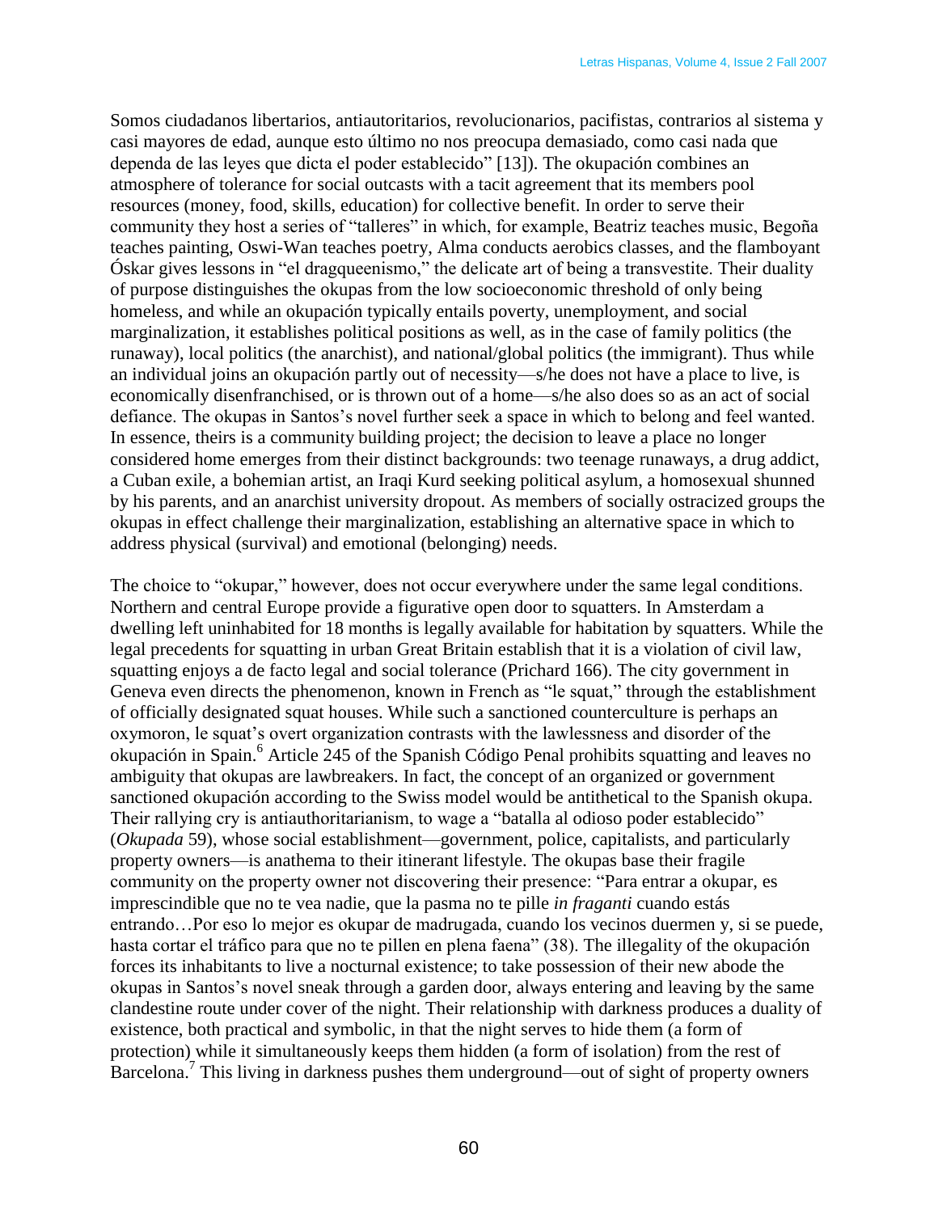Somos ciudadanos libertarios, antiautoritarios, revolucionarios, pacifistas, contrarios al sistema y casi mayores de edad, aunque esto último no nos preocupa demasiado, como casi nada que dependa de las leyes que dicta el poder establecido" [13]). The okupación combines an atmosphere of tolerance for social outcasts with a tacit agreement that its members pool resources (money, food, skills, education) for collective benefit. In order to serve their community they host a series of "talleres" in which, for example, Beatriz teaches music, Begoña teaches painting, Oswi-Wan teaches poetry, Alma conducts aerobics classes, and the flamboyant Óskar gives lessons in "el dragqueenismo," the delicate art of being a transvestite. Their duality of purpose distinguishes the okupas from the low socioeconomic threshold of only being homeless, and while an okupación typically entails poverty, unemployment, and social marginalization, it establishes political positions as well, as in the case of family politics (the runaway), local politics (the anarchist), and national/global politics (the immigrant). Thus while an individual joins an okupación partly out of necessity—s/he does not have a place to live, is economically disenfranchised, or is thrown out of a home—s/he also does so as an act of social defiance. The okupas in Santos's novel further seek a space in which to belong and feel wanted. In essence, theirs is a community building project; the decision to leave a place no longer considered home emerges from their distinct backgrounds: two teenage runaways, a drug addict, a Cuban exile, a bohemian artist, an Iraqi Kurd seeking political asylum, a homosexual shunned by his parents, and an anarchist university dropout. As members of socially ostracized groups the okupas in effect challenge their marginalization, establishing an alternative space in which to address physical (survival) and emotional (belonging) needs.

The choice to "okupar," however, does not occur everywhere under the same legal conditions. Northern and central Europe provide a figurative open door to squatters. In Amsterdam a dwelling left uninhabited for 18 months is legally available for habitation by squatters. While the legal precedents for squatting in urban Great Britain establish that it is a violation of civil law, squatting enjoys a de facto legal and social tolerance (Prichard 166). The city government in Geneva even directs the phenomenon, known in French as "le squat," through the establishment of officially designated squat houses. While such a sanctioned counterculture is perhaps an oxymoron, le squat's overt organization contrasts with the lawlessness and disorder of the okupación in Spain.[6] Article 245 of the Spanish Código Penal prohibits squatting and leaves no ambiguity that okupas are lawbreakers. In fact, the concept of an organized or government sanctioned okupación according to the Swiss model would be antithetical to the Spanish okupa. Their rallying cry is antiauthoritarianism, to wage a "batalla al odioso poder establecido" (*Okupada* 59), whose social establishment—government, police, capitalists, and particularly property owners—is anathema to their itinerant lifestyle. The okupas base their fragile community on the property owner not discovering their presence: "Para entrar a okupar, es imprescindible que no te vea nadie, que la pasma no te pille *in fraganti* cuando estás entrando…Por eso lo mejor es okupar de madrugada, cuando los vecinos duermen y, si se puede, hasta cortar el tráfico para que no te pillen en plena faena" (38). The illegality of the okupación forces its inhabitants to live a nocturnal existence; to take possession of their new abode the okupas in Santos's novel sneak through a garden door, always entering and leaving by the same clandestine route under cover of the night. Their relationship with darkness produces a duality of existence, both practical and symbolic, in that the night serves to hide them (a form of protection) while it simultaneously keeps them hidden (a form of isolation) from the rest of Barcelona.[7] This living in darkness pushes them underground—out of sight of property owners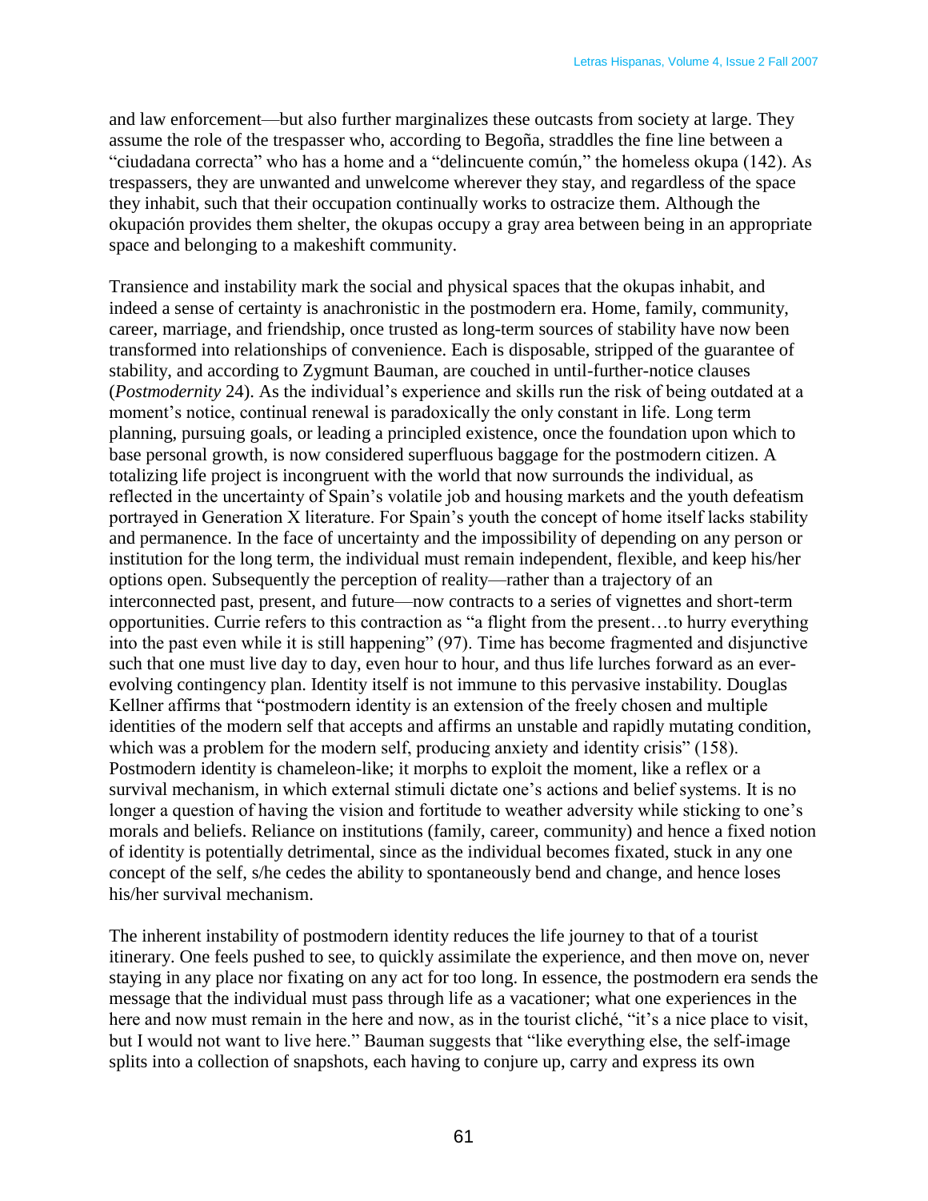and law enforcement—but also further marginalizes these outcasts from society at large. They assume the role of the trespasser who, according to Begoña, straddles the fine line between a "ciudadana correcta" who has a home and a "delincuente común," the homeless okupa (142). As trespassers, they are unwanted and unwelcome wherever they stay, and regardless of the space they inhabit, such that their occupation continually works to ostracize them. Although the okupación provides them shelter, the okupas occupy a gray area between being in an appropriate space and belonging to a makeshift community.

Transience and instability mark the social and physical spaces that the okupas inhabit, and indeed a sense of certainty is anachronistic in the postmodern era. Home, family, community, career, marriage, and friendship, once trusted as long-term sources of stability have now been transformed into relationships of convenience. Each is disposable, stripped of the guarantee of stability, and according to Zygmunt Bauman, are couched in until-further-notice clauses (*Postmodernity* 24). As the individual's experience and skills run the risk of being outdated at a moment's notice, continual renewal is paradoxically the only constant in life. Long term planning, pursuing goals, or leading a principled existence, once the foundation upon which to base personal growth, is now considered superfluous baggage for the postmodern citizen. A totalizing life project is incongruent with the world that now surrounds the individual, as reflected in the uncertainty of Spain's volatile job and housing markets and the youth defeatism portrayed in Generation X literature. For Spain's youth the concept of home itself lacks stability and permanence. In the face of uncertainty and the impossibility of depending on any person or institution for the long term, the individual must remain independent, flexible, and keep his/her options open. Subsequently the perception of reality—rather than a trajectory of an interconnected past, present, and future—now contracts to a series of vignettes and short-term opportunities. Currie refers to this contraction as "a flight from the present…to hurry everything into the past even while it is still happening" (97). Time has become fragmented and disjunctive such that one must live day to day, even hour to hour, and thus life lurches forward as an ever-evolving contingency plan. Identity itself is not immune to this pervasive instability. Douglas Kellner affirms that "postmodern identity is an extension of the freely chosen and multiple identities of the modern self that accepts and affirms an unstable and rapidly mutating condition, which was a problem for the modern self, producing anxiety and identity crisis" (158). Postmodern identity is chameleon-like; it morphs to exploit the moment, like a reflex or a survival mechanism, in which external stimuli dictate one's actions and belief systems. It is no longer a question of having the vision and fortitude to weather adversity while sticking to one's morals and beliefs. Reliance on institutions (family, career, community) and hence a fixed notion of identity is potentially detrimental, since as the individual becomes fixated, stuck in any one concept of the self, s/he cedes the ability to spontaneously bend and change, and hence loses his/her survival mechanism.

The inherent instability of postmodern identity reduces the life journey to that of a tourist itinerary. One feels pushed to see, to quickly assimilate the experience, and then move on, never staying in any place nor fixating on any act for too long. In essence, the postmodern era sends the message that the individual must pass through life as a vacationer; what one experiences in the here and now must remain in the here and now, as in the tourist cliché, "it's a nice place to visit, but I would not want to live here." Bauman suggests that "like everything else, the self-image splits into a collection of snapshots, each having to conjure up, carry and express its own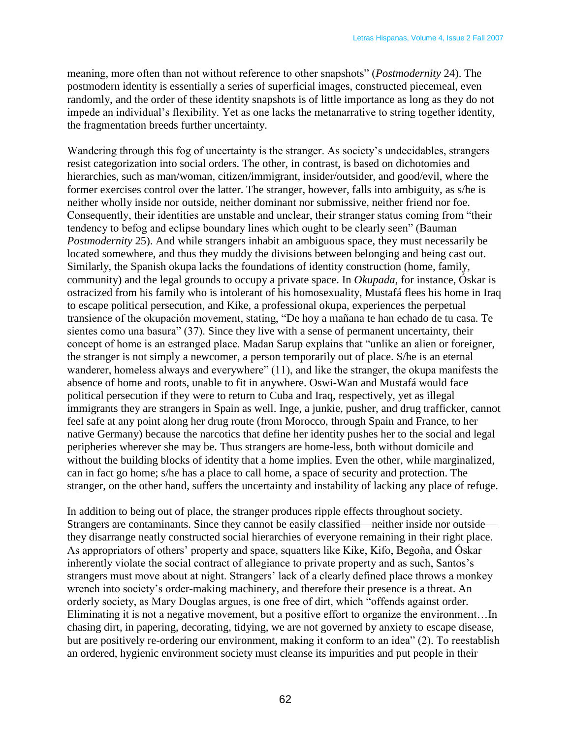meaning, more often than not without reference to other snapshots" (*Postmodernity* 24). The postmodern identity is essentially a series of superficial images, constructed piecemeal, even randomly, and the order of these identity snapshots is of little importance as long as they do not impede an individual's flexibility. Yet as one lacks the metanarrative to string together identity, the fragmentation breeds further uncertainty.

Wandering through this fog of uncertainty is the stranger. As society's undecidables, strangers resist categorization into social orders. The other, in contrast, is based on dichotomies and hierarchies, such as man/woman, citizen/immigrant, insider/outsider, and good/evil, where the former exercises control over the latter. The stranger, however, falls into ambiguity, as s/he is neither wholly inside nor outside, neither dominant nor submissive, neither friend nor foe. Consequently, their identities are unstable and unclear, their stranger status coming from "their tendency to befog and eclipse boundary lines which ought to be clearly seen" (Bauman *Postmodernity* 25). And while strangers inhabit an ambiguous space, they must necessarily be located somewhere, and thus they muddy the divisions between belonging and being cast out. Similarly, the Spanish okupa lacks the foundations of identity construction (home, family, community) and the legal grounds to occupy a private space. In *Okupada*, for instance, Óskar is ostracized from his family who is intolerant of his homosexuality, Mustafá flees his home in Iraq to escape political persecution, and Kike, a professional okupa, experiences the perpetual transience of the okupación movement, stating, "De hoy a mañana te han echado de tu casa. Te sientes como una basura" (37). Since they live with a sense of permanent uncertainty, their concept of home is an estranged place. Madan Sarup explains that "unlike an alien or foreigner, the stranger is not simply a newcomer, a person temporarily out of place. S/he is an eternal wanderer, homeless always and everywhere" (11), and like the stranger, the okupa manifests the absence of home and roots, unable to fit in anywhere. Oswi-Wan and Mustafá would face political persecution if they were to return to Cuba and Iraq, respectively, yet as illegal immigrants they are strangers in Spain as well. Inge, a junkie, pusher, and drug trafficker, cannot feel safe at any point along her drug route (from Morocco, through Spain and France, to her native Germany) because the narcotics that define her identity pushes her to the social and legal peripheries wherever she may be. Thus strangers are home-less, both without domicile and without the building blocks of identity that a home implies. Even the other, while marginalized, can in fact go home; s/he has a place to call home, a space of security and protection. The stranger, on the other hand, suffers the uncertainty and instability of lacking any place of refuge.

In addition to being out of place, the stranger produces ripple effects throughout society. Strangers are contaminants. Since they cannot be easily classified—neither inside nor outside—they disarrange neatly constructed social hierarchies of everyone remaining in their right place. As appropriators of others' property and space, squatters like Kike, Kifo, Begoña, and Óskar inherently violate the social contract of allegiance to private property and as such, Santos's strangers must move about at night. Strangers' lack of a clearly defined place throws a monkey wrench into society's order-making machinery, and therefore their presence is a threat. An orderly society, as Mary Douglas argues, is one free of dirt, which "offends against order. Eliminating it is not a negative movement, but a positive effort to organize the environment…In chasing dirt, in papering, decorating, tidying, we are not governed by anxiety to escape disease, but are positively re-ordering our environment, making it conform to an idea" (2). To reestablish an ordered, hygienic environment society must cleanse its impurities and put people in their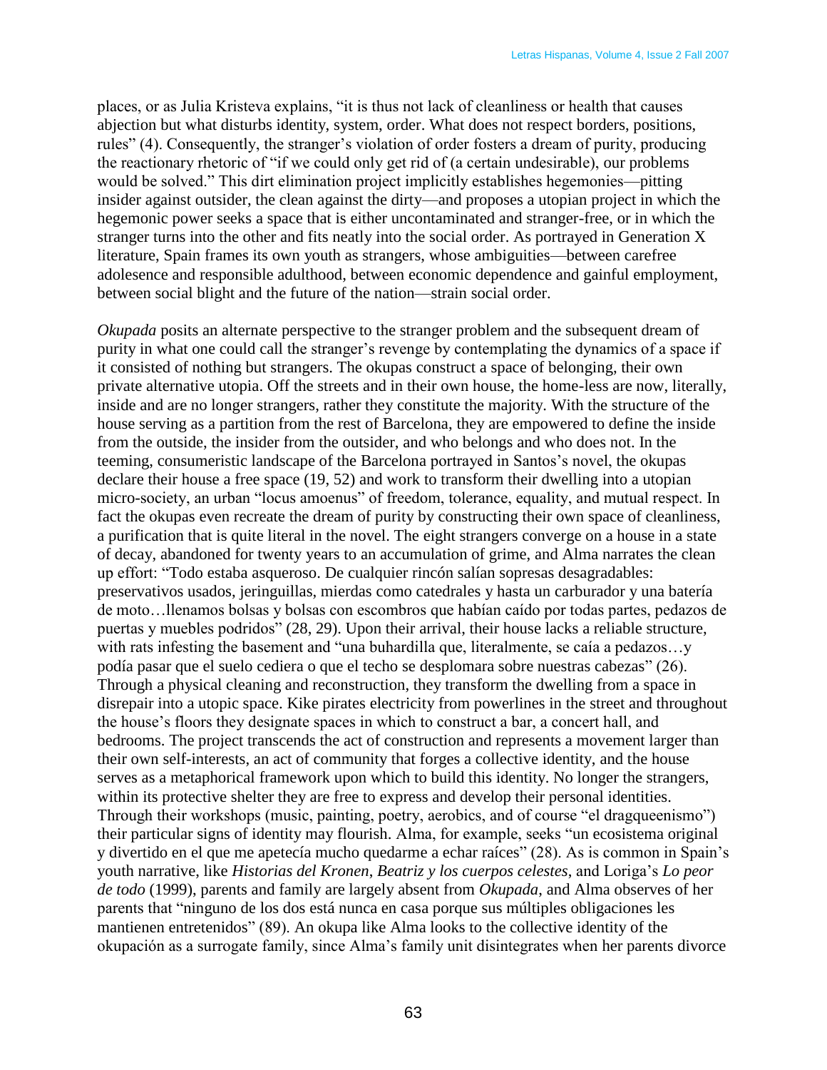places, or as Julia Kristeva explains, "it is thus not lack of cleanliness or health that causes abjection but what disturbs identity, system, order. What does not respect borders, positions, rules" (4). Consequently, the stranger's violation of order fosters a dream of purity, producing the reactionary rhetoric of "if we could only get rid of (a certain undesirable), our problems would be solved." This dirt elimination project implicitly establishes hegemonies—pitting insider against outsider, the clean against the dirty—and proposes a utopian project in which the hegemonic power seeks a space that is either uncontaminated and stranger-free, or in which the stranger turns into the other and fits neatly into the social order. As portrayed in Generation X literature, Spain frames its own youth as strangers, whose ambiguities—between carefree adolesence and responsible adulthood, between economic dependence and gainful employment, between social blight and the future of the nation—strain social order.

*Okupada* posits an alternate perspective to the stranger problem and the subsequent dream of purity in what one could call the stranger's revenge by contemplating the dynamics of a space if it consisted of nothing but strangers. The okupas construct a space of belonging, their own private alternative utopia. Off the streets and in their own house, the home-less are now, literally, inside and are no longer strangers, rather they constitute the majority. With the structure of the house serving as a partition from the rest of Barcelona, they are empowered to define the inside from the outside, the insider from the outsider, and who belongs and who does not. In the teeming, consumeristic landscape of the Barcelona portrayed in Santos's novel, the okupas declare their house a free space (19, 52) and work to transform their dwelling into a utopian micro-society, an urban "locus amoenus" of freedom, tolerance, equality, and mutual respect. In fact the okupas even recreate the dream of purity by constructing their own space of cleanliness, a purification that is quite literal in the novel. The eight strangers converge on a house in a state of decay, abandoned for twenty years to an accumulation of grime, and Alma narrates the clean up effort: "Todo estaba asqueroso. De cualquier rincón salían sopresas desagradables: preservativos usados, jeringuillas, mierdas como catedrales y hasta un carburador y una batería de moto…llenamos bolsas y bolsas con escombros que habían caído por todas partes, pedazos de puertas y muebles podridos" (28, 29). Upon their arrival, their house lacks a reliable structure, with rats infesting the basement and "una buhardilla que, literalmente, se caía a pedazos…y podía pasar que el suelo cediera o que el techo se desplomara sobre nuestras cabezas" (26). Through a physical cleaning and reconstruction, they transform the dwelling from a space in disrepair into a utopic space. Kike pirates electricity from powerlines in the street and throughout the house's floors they designate spaces in which to construct a bar, a concert hall, and bedrooms. The project transcends the act of construction and represents a movement larger than their own self-interests, an act of community that forges a collective identity, and the house serves as a metaphorical framework upon which to build this identity. No longer the strangers, within its protective shelter they are free to express and develop their personal identities. Through their workshops (music, painting, poetry, aerobics, and of course "el dragqueenismo") their particular signs of identity may flourish. Alma, for example, seeks "un ecosistema original y divertido en el que me apetecía mucho quedarme a echar raíces" (28). As is common in Spain's youth narrative, like *Historias del Kronen*, *Beatriz y los cuerpos celestes*, and Loriga's *Lo peor de todo* (1999), parents and family are largely absent from *Okupada*, and Alma observes of her parents that "ninguno de los dos está nunca en casa porque sus múltiples obligaciones les mantienen entretenidos" (89). An okupa like Alma looks to the collective identity of the okupación as a surrogate family, since Alma's family unit disintegrates when her parents divorce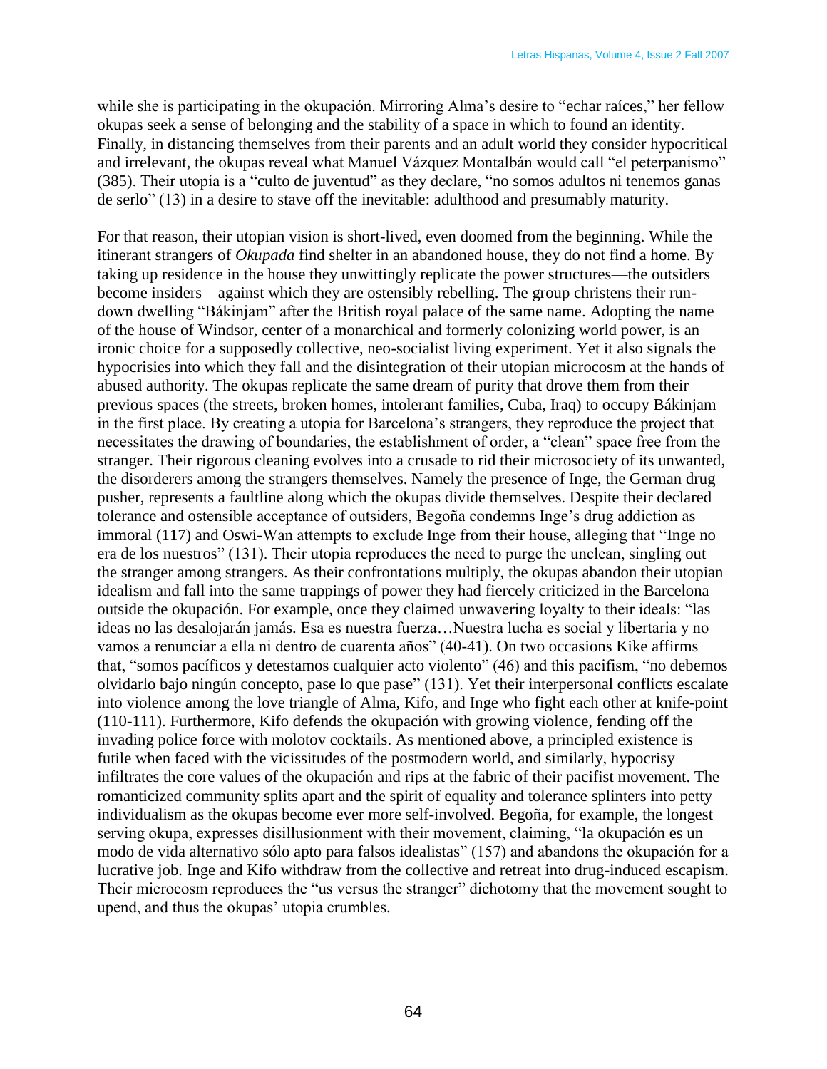while she is participating in the okupación. Mirroring Alma's desire to "echar raíces," her fellow okupas seek a sense of belonging and the stability of a space in which to found an identity. Finally, in distancing themselves from their parents and an adult world they consider hypocritical and irrelevant, the okupas reveal what Manuel Vázquez Montalbán would call "el peterpanismo" (385). Their utopia is a "culto de juventud" as they declare, "no somos adultos ni tenemos ganas de serlo" (13) in a desire to stave off the inevitable: adulthood and presumably maturity.

For that reason, their utopian vision is short-lived, even doomed from the beginning. While the itinerant strangers of *Okupada* find shelter in an abandoned house, they do not find a home. By taking up residence in the house they unwittingly replicate the power structures—the outsiders become insiders—against which they are ostensibly rebelling. The group christens their run-down dwelling "Bákinjam" after the British royal palace of the same name. Adopting the name of the house of Windsor, center of a monarchical and formerly colonizing world power, is an ironic choice for a supposedly collective, neo-socialist living experiment. Yet it also signals the hypocrisies into which they fall and the disintegration of their utopian microcosm at the hands of abused authority. The okupas replicate the same dream of purity that drove them from their previous spaces (the streets, broken homes, intolerant families, Cuba, Iraq) to occupy Bákinjam in the first place. By creating a utopia for Barcelona's strangers, they reproduce the project that necessitates the drawing of boundaries, the establishment of order, a "clean" space free from the stranger. Their rigorous cleaning evolves into a crusade to rid their microsociety of its unwanted, the disorderers among the strangers themselves. Namely the presence of Inge, the German drug pusher, represents a faultline along which the okupas divide themselves. Despite their declared tolerance and ostensible acceptance of outsiders, Begoña condemns Inge's drug addiction as immoral (117) and Oswi-Wan attempts to exclude Inge from their house, alleging that "Inge no era de los nuestros" (131). Their utopia reproduces the need to purge the unclean, singling out the stranger among strangers. As their confrontations multiply, the okupas abandon their utopian idealism and fall into the same trappings of power they had fiercely criticized in the Barcelona outside the okupación. For example, once they claimed unwavering loyalty to their ideals: "las ideas no las desalojarán jamás. Esa es nuestra fuerza…Nuestra lucha es social y libertaria y no vamos a renunciar a ella ni dentro de cuarenta años" (40-41). On two occasions Kike affirms that, "somos pacíficos y detestamos cualquier acto violento" (46) and this pacifism, "no debemos olvidarlo bajo ningún concepto, pase lo que pase" (131). Yet their interpersonal conflicts escalate into violence among the love triangle of Alma, Kifo, and Inge who fight each other at knife-point (110-111). Furthermore, Kifo defends the okupación with growing violence, fending off the invading police force with molotov cocktails. As mentioned above, a principled existence is futile when faced with the vicissitudes of the postmodern world, and similarly, hypocrisy infiltrates the core values of the okupación and rips at the fabric of their pacifist movement. The romanticized community splits apart and the spirit of equality and tolerance splinters into petty individualism as the okupas become ever more self-involved. Begoña, for example, the longest serving okupa, expresses disillusionment with their movement, claiming, "la okupación es un modo de vida alternativo sólo apto para falsos idealistas" (157) and abandons the okupación for a lucrative job. Inge and Kifo withdraw from the collective and retreat into drug-induced escapism. Their microcosm reproduces the "us versus the stranger" dichotomy that the movement sought to upend, and thus the okupas' utopia crumbles.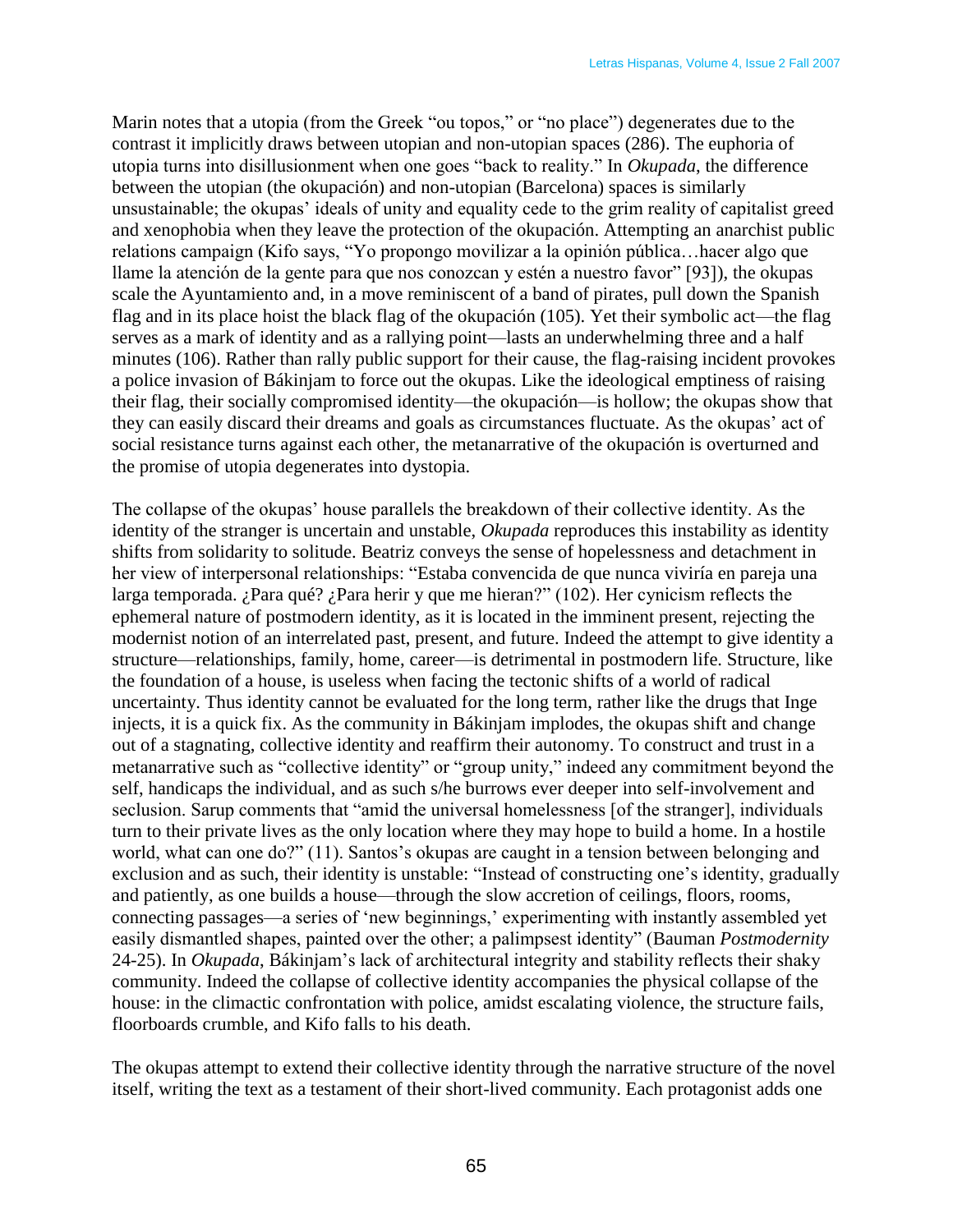Marin notes that a utopia (from the Greek "ou topos," or "no place") degenerates due to the contrast it implicitly draws between utopian and non-utopian spaces (286). The euphoria of utopia turns into disillusionment when one goes "back to reality." In *Okupada*, the difference between the utopian (the okupación) and non-utopian (Barcelona) spaces is similarly unsustainable; the okupas' ideals of unity and equality cede to the grim reality of capitalist greed and xenophobia when they leave the protection of the okupación. Attempting an anarchist public relations campaign (Kifo says, "Yo propongo movilizar a la opinión pública…hacer algo que llame la atención de la gente para que nos conozcan y estén a nuestro favor" [93]), the okupas scale the Ayuntamiento and, in a move reminiscent of a band of pirates, pull down the Spanish flag and in its place hoist the black flag of the okupación (105). Yet their symbolic act—the flag serves as a mark of identity and as a rallying point—lasts an underwhelming three and a half minutes (106). Rather than rally public support for their cause, the flag-raising incident provokes a police invasion of Bákinjam to force out the okupas. Like the ideological emptiness of raising their flag, their socially compromised identity—the okupación—is hollow; the okupas show that they can easily discard their dreams and goals as circumstances fluctuate. As the okupas' act of social resistance turns against each other, the metanarrative of the okupación is overturned and the promise of utopia degenerates into dystopia.

The collapse of the okupas' house parallels the breakdown of their collective identity. As the identity of the stranger is uncertain and unstable, *Okupada* reproduces this instability as identity shifts from solidarity to solitude. Beatriz conveys the sense of hopelessness and detachment in her view of interpersonal relationships: "Estaba convencida de que nunca viviría en pareja una larga temporada. ¿Para qué? ¿Para herir y que me hieran?" (102). Her cynicism reflects the ephemeral nature of postmodern identity, as it is located in the imminent present, rejecting the modernist notion of an interrelated past, present, and future. Indeed the attempt to give identity a structure—relationships, family, home, career—is detrimental in postmodern life. Structure, like the foundation of a house, is useless when facing the tectonic shifts of a world of radical uncertainty. Thus identity cannot be evaluated for the long term, rather like the drugs that Inge injects, it is a quick fix. As the community in Bákinjam implodes, the okupas shift and change out of a stagnating, collective identity and reaffirm their autonomy. To construct and trust in a metanarrative such as "collective identity" or "group unity," indeed any commitment beyond the self, handicaps the individual, and as such s/he burrows ever deeper into self-involvement and seclusion. Sarup comments that "amid the universal homelessness [of the stranger], individuals turn to their private lives as the only location where they may hope to build a home. In a hostile world, what can one do?" (11). Santos's okupas are caught in a tension between belonging and exclusion and as such, their identity is unstable: "Instead of constructing one's identity, gradually and patiently, as one builds a house—through the slow accretion of ceilings, floors, rooms, connecting passages—a series of 'new beginnings,' experimenting with instantly assembled yet easily dismantled shapes, painted over the other; a palimpsest identity" (Bauman *Postmodernity* 24-25). In *Okupada*, Bákinjam's lack of architectural integrity and stability reflects their shaky community. Indeed the collapse of collective identity accompanies the physical collapse of the house: in the climactic confrontation with police, amidst escalating violence, the structure fails, floorboards crumble, and Kifo falls to his death.

The okupas attempt to extend their collective identity through the narrative structure of the novel itself, writing the text as a testament of their short-lived community. Each protagonist adds one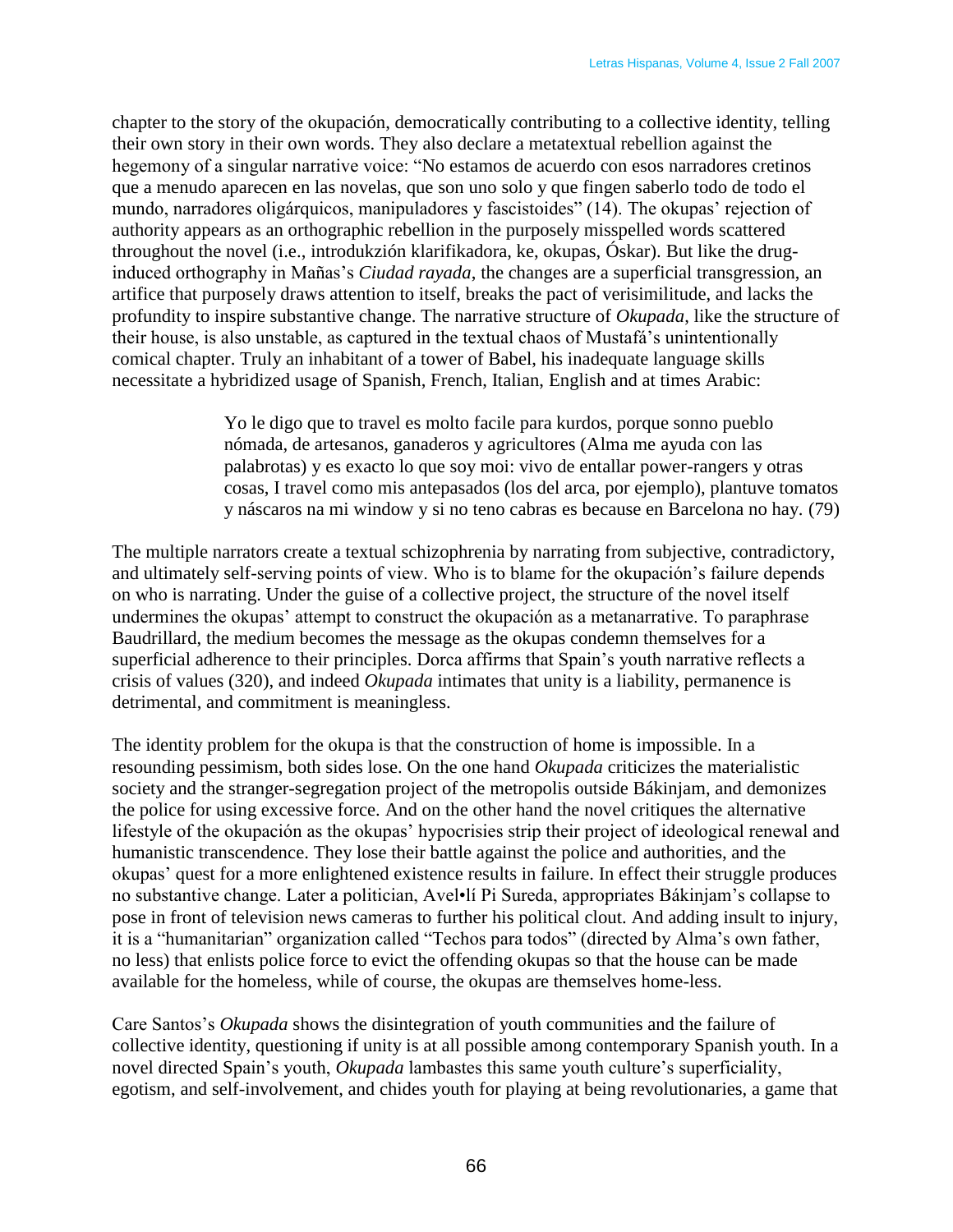chapter to the story of the okupación, democratically contributing to a collective identity, telling their own story in their own words. They also declare a metatextual rebellion against the hegemony of a singular narrative voice: "No estamos de acuerdo con esos narradores cretinos que a menudo aparecen en las novelas, que son uno solo y que fingen saberlo todo de todo el mundo, narradores oligárquicos, manipuladores y fascistoides" (14). The okupas' rejection of authority appears as an orthographic rebellion in the purposely misspelled words scattered throughout the novel (i.e., introdukzión klarifikadora, ke, okupas, Óskar). But like the drug-induced orthography in Mañas's *Ciudad rayada*, the changes are a superficial transgression, an artifice that purposely draws attention to itself, breaks the pact of verisimilitude, and lacks the profundity to inspire substantive change. The narrative structure of *Okupada*, like the structure of their house, is also unstable, as captured in the textual chaos of Mustafá's unintentionally comical chapter. Truly an inhabitant of a tower of Babel, his inadequate language skills necessitate a hybridized usage of Spanish, French, Italian, English and at times Arabic:

> Yo le digo que to travel es molto facile para kurdos, porque sonno pueblo nómada, de artesanos, ganaderos y agricultores (Alma me ayuda con las palabrotas) y es exacto lo que soy moi: vivo de entallar power-rangers y otras cosas, I travel como mis antepasados (los del arca, por ejemplo), plantuve tomatos y náscaros na mi window y si no teno cabras es because en Barcelona no hay. (79)

The multiple narrators create a textual schizophrenia by narrating from subjective, contradictory, and ultimately self-serving points of view. Who is to blame for the okupación's failure depends on who is narrating. Under the guise of a collective project, the structure of the novel itself undermines the okupas' attempt to construct the okupación as a metanarrative. To paraphrase Baudrillard, the medium becomes the message as the okupas condemn themselves for a superficial adherence to their principles. Dorca affirms that Spain's youth narrative reflects a crisis of values (320), and indeed *Okupada* intimates that unity is a liability, permanence is detrimental, and commitment is meaningless.

The identity problem for the okupa is that the construction of home is impossible. In a resounding pessimism, both sides lose. On the one hand *Okupada* criticizes the materialistic society and the stranger-segregation project of the metropolis outside Bákinjam, and demonizes the police for using excessive force. And on the other hand the novel critiques the alternative lifestyle of the okupación as the okupas' hypocrisies strip their project of ideological renewal and humanistic transcendence. They lose their battle against the police and authorities, and the okupas' quest for a more enlightened existence results in failure. In effect their struggle produces no substantive change. Later a politician, Avel•lí Pi Sureda, appropriates Bákinjam's collapse to pose in front of television news cameras to further his political clout. And adding insult to injury, it is a "humanitarian" organization called "Techos para todos" (directed by Alma's own father, no less) that enlists police force to evict the offending okupas so that the house can be made available for the homeless, while of course, the okupas are themselves home-less.

Care Santos's *Okupada* shows the disintegration of youth communities and the failure of collective identity, questioning if unity is at all possible among contemporary Spanish youth. In a novel directed Spain's youth, *Okupada* lambastes this same youth culture's superficiality, egotism, and self-involvement, and chides youth for playing at being revolutionaries, a game that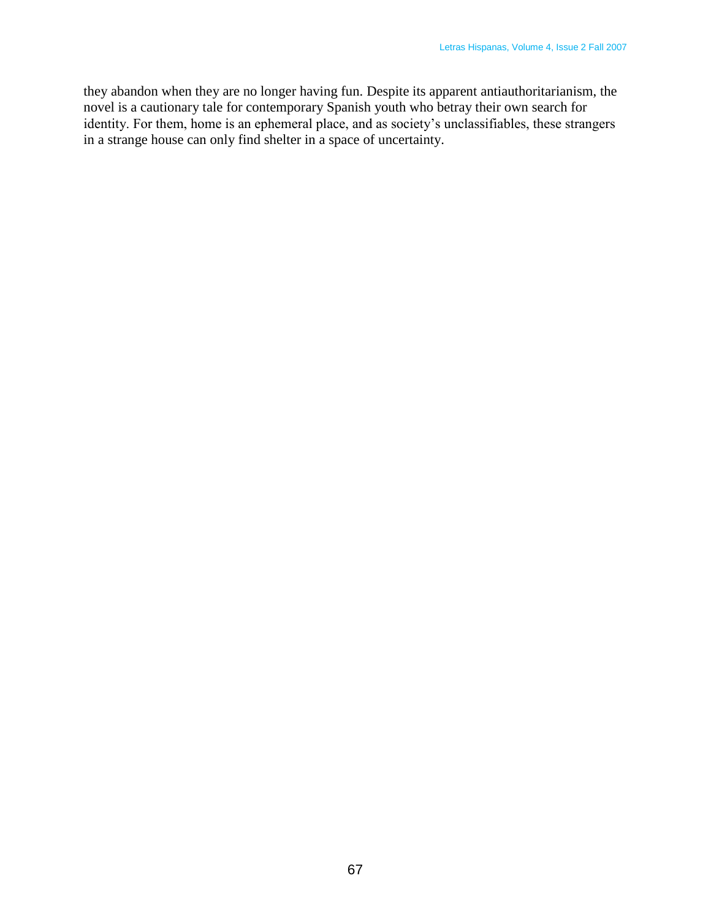they abandon when they are no longer having fun. Despite its apparent antiauthoritarianism, the novel is a cautionary tale for contemporary Spanish youth who betray their own search for identity. For them, home is an ephemeral place, and as society's unclassifiables, these strangers in a strange house can only find shelter in a space of uncertainty.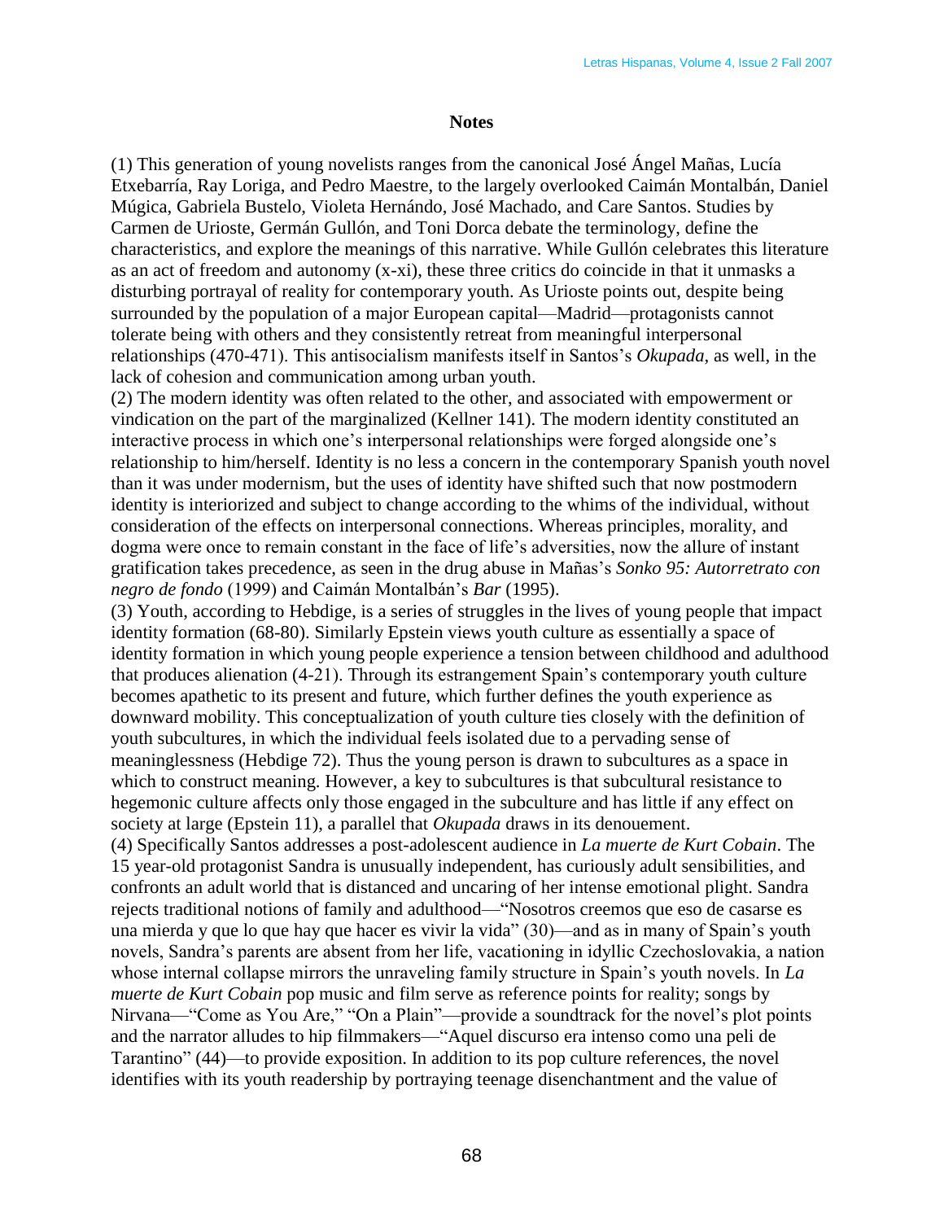## Notes

(1) This generation of young novelists ranges from the canonical José Ángel Mañas, Lucía Etxebarría, Ray Loriga, and Pedro Maestre, to the largely overlooked Caimán Montalbán, Daniel Múgica, Gabriela Bustelo, Violeta Hernándo, José Machado, and Care Santos. Studies by Carmen de Urioste, Germán Gullón, and Toni Dorca debate the terminology, define the characteristics, and explore the meanings of this narrative. While Gullón celebrates this literature as an act of freedom and autonomy (x-xi), these three critics do coincide in that it unmasks a disturbing portrayal of reality for contemporary youth. As Urioste points out, despite being surrounded by the population of a major European capital—Madrid—protagonists cannot tolerate being with others and they consistently retreat from meaningful interpersonal relationships (470-471). This antisocialism manifests itself in Santos's *Okupada*, as well, in the lack of cohesion and communication among urban youth.

(2) The modern identity was often related to the other, and associated with empowerment or vindication on the part of the marginalized (Kellner 141). The modern identity constituted an interactive process in which one's interpersonal relationships were forged alongside one's relationship to him/herself. Identity is no less a concern in the contemporary Spanish youth novel than it was under modernism, but the uses of identity have shifted such that now postmodern identity is interiorized and subject to change according to the whims of the individual, without consideration of the effects on interpersonal connections. Whereas principles, morality, and dogma were once to remain constant in the face of life's adversities, now the allure of instant gratification takes precedence, as seen in the drug abuse in Mañas's *Sonko 95: Autorretrato con negro de fondo* (1999) and Caimán Montalbán's *Bar* (1995).

(3) Youth, according to Hebdige, is a series of struggles in the lives of young people that impact identity formation (68-80). Similarly Epstein views youth culture as essentially a space of identity formation in which young people experience a tension between childhood and adulthood that produces alienation (4-21). Through its estrangement Spain's contemporary youth culture becomes apathetic to its present and future, which further defines the youth experience as downward mobility. This conceptualization of youth culture ties closely with the definition of youth subcultures, in which the individual feels isolated due to a pervading sense of meaninglessness (Hebdige 72). Thus the young person is drawn to subcultures as a space in which to construct meaning. However, a key to subcultures is that subcultural resistance to hegemonic culture affects only those engaged in the subculture and has little if any effect on society at large (Epstein 11), a parallel that *Okupada* draws in its denouement.

(4) Specifically Santos addresses a post-adolescent audience in *La muerte de Kurt Cobain*. The 15 year-old protagonist Sandra is unusually independent, has curiously adult sensibilities, and confronts an adult world that is distanced and uncaring of her intense emotional plight. Sandra rejects traditional notions of family and adulthood—"Nosotros creemos que eso de casarse es una mierda y que lo que hay que hacer es vivir la vida" (30)—and as in many of Spain's youth novels, Sandra's parents are absent from her life, vacationing in idyllic Czechoslovakia, a nation whose internal collapse mirrors the unraveling family structure in Spain's youth novels. In *La muerte de Kurt Cobain* pop music and film serve as reference points for reality; songs by Nirvana—"Come as You Are," "On a Plain"—provide a soundtrack for the novel's plot points and the narrator alludes to hip filmmakers—"Aquel discurso era intenso como una peli de Tarantino" (44)—to provide exposition. In addition to its pop culture references, the novel identifies with its youth readership by portraying teenage disenchantment and the value of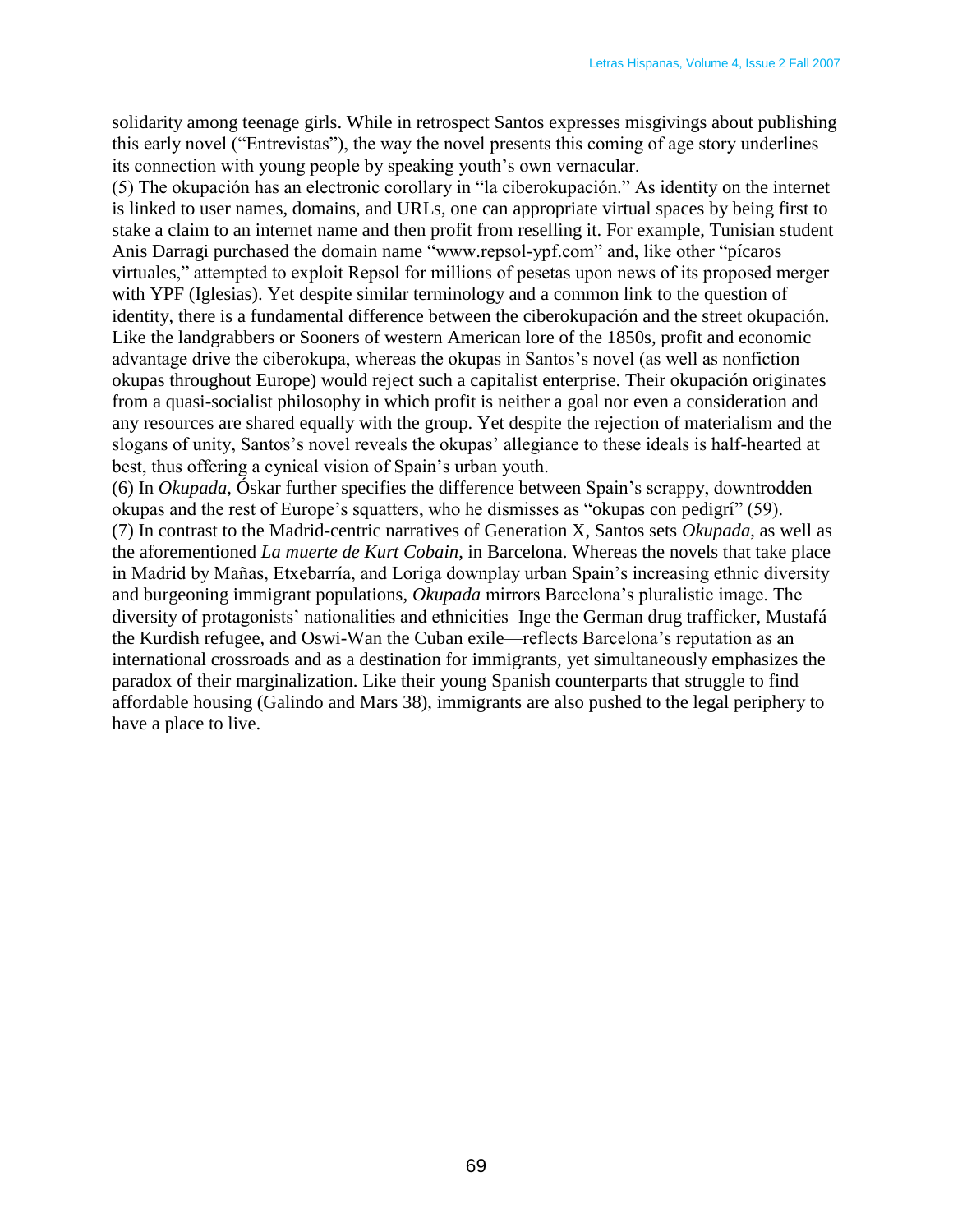solidarity among teenage girls. While in retrospect Santos expresses misgivings about publishing this early novel ("Entrevistas"), the way the novel presents this coming of age story underlines its connection with young people by speaking youth's own vernacular.

(5) The okupación has an electronic corollary in "la ciberokupación." As identity on the internet is linked to user names, domains, and URLs, one can appropriate virtual spaces by being first to stake a claim to an internet name and then profit from reselling it. For example, Tunisian student Anis Darragi purchased the domain name "www.repsol-ypf.com" and, like other "pícaros virtuales," attempted to exploit Repsol for millions of pesetas upon news of its proposed merger with YPF (Iglesias). Yet despite similar terminology and a common link to the question of identity, there is a fundamental difference between the ciberokupación and the street okupación. Like the landgrabbers or Sooners of western American lore of the 1850s, profit and economic advantage drive the ciberokupa, whereas the okupas in Santos's novel (as well as nonfiction okupas throughout Europe) would reject such a capitalist enterprise. Their okupación originates from a quasi-socialist philosophy in which profit is neither a goal nor even a consideration and any resources are shared equally with the group. Yet despite the rejection of materialism and the slogans of unity, Santos's novel reveals the okupas' allegiance to these ideals is half-hearted at best, thus offering a cynical vision of Spain's urban youth.

(6) In *Okupada*, Óskar further specifies the difference between Spain's scrappy, downtrodden okupas and the rest of Europe's squatters, who he dismisses as "okupas con pedigrí" (59).

(7) In contrast to the Madrid-centric narratives of Generation X, Santos sets *Okupada*, as well as the aforementioned *La muerte de Kurt Cobain*, in Barcelona. Whereas the novels that take place in Madrid by Mañas, Etxebarría, and Loriga downplay urban Spain's increasing ethnic diversity and burgeoning immigrant populations, *Okupada* mirrors Barcelona's pluralistic image. The diversity of protagonists' nationalities and ethnicities–Inge the German drug trafficker, Mustafá the Kurdish refugee, and Oswi-Wan the Cuban exile—reflects Barcelona's reputation as an international crossroads and as a destination for immigrants, yet simultaneously emphasizes the paradox of their marginalization. Like their young Spanish counterparts that struggle to find affordable housing (Galindo and Mars 38), immigrants are also pushed to the legal periphery to have a place to live.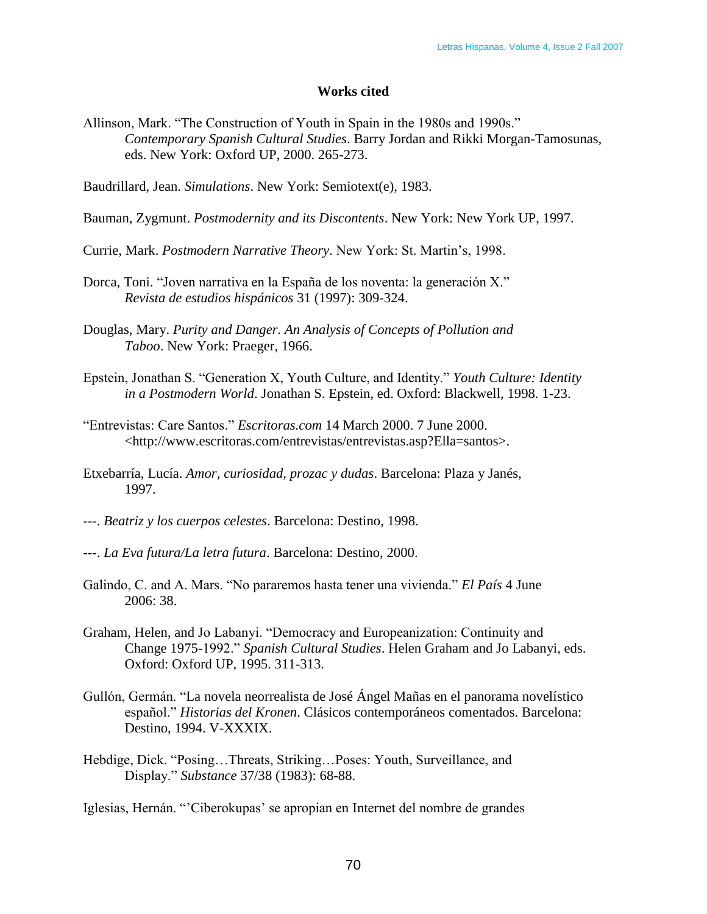**Works cited**

Allinson, Mark. "The Construction of Youth in Spain in the 1980s and 1990s." *Contemporary Spanish Cultural Studies*. Barry Jordan and Rikki Morgan-Tamosunas, eds. New York: Oxford UP, 2000. 265-273.

Baudrillard, Jean. *Simulations*. New York: Semiotext(e), 1983.

Bauman, Zygmunt. *Postmodernity and its Discontents*. New York: New York UP, 1997.

Currie, Mark. *Postmodern Narrative Theory*. New York: St. Martin's, 1998.

Dorca, Toni. "Joven narrativa en la España de los noventa: la generación X." *Revista de estudios hispánicos* 31 (1997): 309-324.

Douglas, Mary. *Purity and Danger. An Analysis of Concepts of Pollution and Taboo*. New York: Praeger, 1966.

Epstein, Jonathan S. "Generation X, Youth Culture, and Identity." *Youth Culture: Identity in a Postmodern World*. Jonathan S. Epstein, ed. Oxford: Blackwell, 1998. 1-23.

"Entrevistas: Care Santos." *Escritoras.com* 14 March 2000. 7 June 2000. <http://www.escritoras.com/entrevistas/entrevistas.asp?Ella=santos>.

Etxebarría, Lucía. *Amor, curiosidad, prozac y dudas*. Barcelona: Plaza y Janés, 1997.

---. *Beatriz y los cuerpos celestes*. Barcelona: Destino, 1998.

---. *La Eva futura/La letra futura*. Barcelona: Destino, 2000.

Galindo, C. and A. Mars. "No pararemos hasta tener una vivienda." *El País* 4 June 2006: 38.

Graham, Helen, and Jo Labanyi. "Democracy and Europeanization: Continuity and Change 1975-1992." *Spanish Cultural Studies*. Helen Graham and Jo Labanyi, eds. Oxford: Oxford UP, 1995. 311-313.

Gullón, Germán. "La novela neorrealista de José Ángel Mañas en el panorama novelístico español." *Historias del Kronen*. Clásicos contemporáneos comentados. Barcelona: Destino, 1994. V-XXXIX.

Hebdige, Dick. "Posing…Threats, Striking…Poses: Youth, Surveillance, and Display." *Substance* 37/38 (1983): 68-88.

Iglesias, Hernán. "'Ciberokupas' se apropian en Internet del nombre de grandes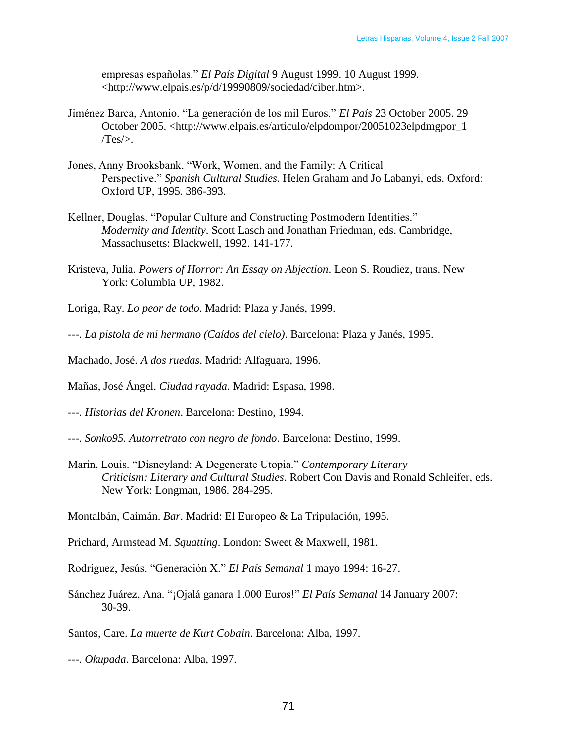empresas españolas." *El País Digital* 9 August 1999. 10 August 1999. <http://www.elpais.es/p/d/19990809/sociedad/ciber.htm>.

Jiménez Barca, Antonio. "La generación de los mil Euros." *El País* 23 October 2005. 29 October 2005. <http://www.elpais.es/articulo/elpdompor/20051023elpdmgpor_1/Tes/>.

Jones, Anny Brooksbank. "Work, Women, and the Family: A Critical Perspective." *Spanish Cultural Studies*. Helen Graham and Jo Labanyi, eds. Oxford: Oxford UP, 1995. 386-393.

Kellner, Douglas. "Popular Culture and Constructing Postmodern Identities." *Modernity and Identity*. Scott Lasch and Jonathan Friedman, eds. Cambridge, Massachusetts: Blackwell, 1992. 141-177.

Kristeva, Julia. *Powers of Horror: An Essay on Abjection*. Leon S. Roudiez, trans. New York: Columbia UP, 1982.

Loriga, Ray. *Lo peor de todo*. Madrid: Plaza y Janés, 1999.

---. *La pistola de mi hermano (Caídos del cielo)*. Barcelona: Plaza y Janés, 1995.

Machado, José. *A dos ruedas*. Madrid: Alfaguara, 1996.

Mañas, José Ángel. *Ciudad rayada*. Madrid: Espasa, 1998.

---. *Historias del Kronen*. Barcelona: Destino, 1994.

---. *Sonko95. Autorretrato con negro de fondo*. Barcelona: Destino, 1999.

Marin, Louis. "Disneyland: A Degenerate Utopia." *Contemporary Literary Criticism: Literary and Cultural Studies*. Robert Con Davis and Ronald Schleifer, eds. New York: Longman, 1986. 284-295.

Montalbán, Caimán. *Bar*. Madrid: El Europeo & La Tripulación, 1995.

Prichard, Armstead M. *Squatting*. London: Sweet & Maxwell, 1981.

Rodríguez, Jesús. "Generación X." *El País Semanal* 1 mayo 1994: 16-27.

Sánchez Juárez, Ana. "¡Ojalá ganara 1.000 Euros!" *El País Semanal* 14 January 2007: 30-39.

Santos, Care. *La muerte de Kurt Cobain*. Barcelona: Alba, 1997.

---. *Okupada*. Barcelona: Alba, 1997.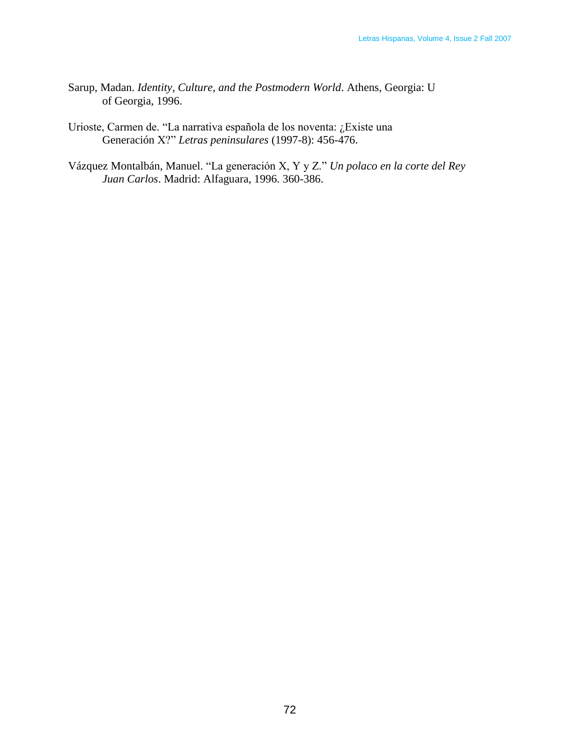Sarup, Madan. *Identity, Culture, and the Postmodern World*. Athens, Georgia: U of Georgia, 1996.

Urioste, Carmen de. "La narrativa española de los noventa: ¿Existe una Generación X?" *Letras peninsulares* (1997-8): 456-476.

Vázquez Montalbán, Manuel. "La generación X, Y y Z." *Un polaco en la corte del Rey Juan Carlos*. Madrid: Alfaguara, 1996. 360-386.